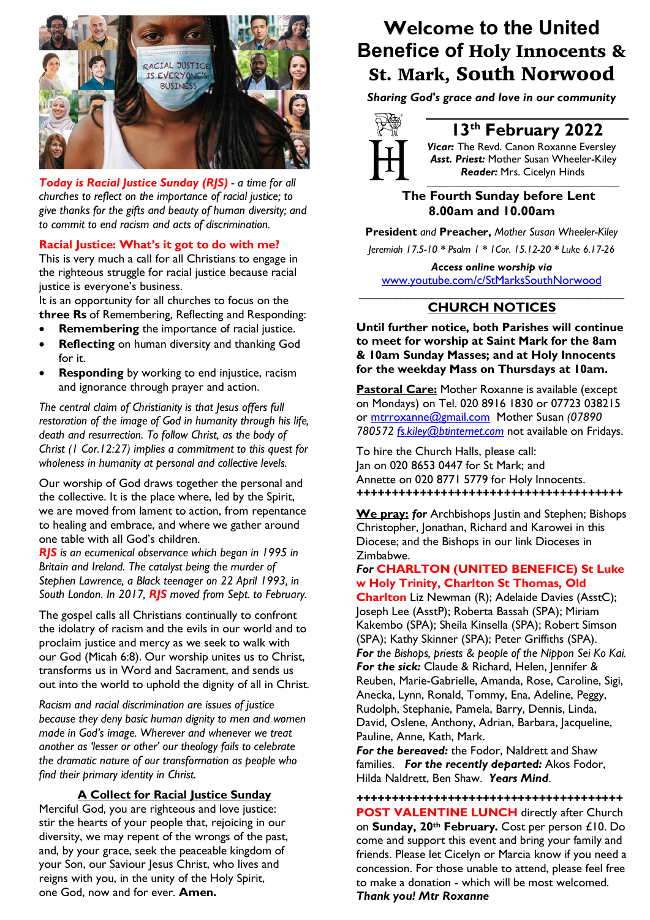Today is Racial Justice Sunday (RJS) - *a time for all churches to reflect on the importance of racial justice; to give thanks for the gifts and beauty of human diversity; and to commit to end racism and acts of discrimination.*

## Racial Justice: What's it got to do with me?

This is very much a call for all Christians to engage in the righteous struggle for racial justice because racial justice is everyone's business.

It is an opportunity for all churches to focus on the **three Rs** of Remembering, Reflecting and Responding:

- **Remembering** the importance of racial justice.
- **Reflecting** on human diversity and thanking God for it.
- **Responding** by working to end injustice, racism and ignorance through prayer and action.

*The central claim of Christianity is that Jesus offers full restoration of the image of God in humanity through his life, death and resurrection. To follow Christ, as the body of Christ (1 Cor.12:27) implies a commitment to this quest for wholeness in humanity at personal and collective levels.*

Our worship of God draws together the personal and the collective. It is the place where, led by the Spirit, we are moved from lament to action, from repentance to healing and embrace, and where we gather around one table with all God's children.

*RJS is an ecumenical observance which began in 1995 in Britain and Ireland. The catalyst being the murder of Stephen Lawrence, a Black teenager on 22 April 1993, in South London. In 2017, RJS moved from Sept. to February.*

The gospel calls all Christians continually to confront the idolatry of racism and the evils in our world and to proclaim justice and mercy as we seek to walk with our God (Micah 6:8). Our worship unites us to Christ, transforms us in Word and Sacrament, and sends us out into the world to uphold the dignity of all in Christ.

*Racism and racial discrimination are issues of justice because they deny basic human dignity to men and women made in God's image. Wherever and whenever we treat another as 'lesser or other' our theology fails to celebrate the dramatic nature of our transformation as people who find their primary identity in Christ.*

### A Collect for Racial Justice Sunday

Merciful God, you are righteous and love justice:
stir the hearts of your people that, rejoicing in our diversity, we may repent of the wrongs of the past, and, by your grace, seek the peaceable kingdom of your Son, our Saviour Jesus Christ, who lives and reigns with you, in the unity of the Holy Spirit,
one God, now and for ever. **Amen.**

# Welcome to the United Benefice of Holy Innocents & St. Mark, South Norwood

*Sharing God's grace and love in our community*

## 13th February 2022

***Vicar:*** The Revd. Canon Roxanne Eversley
***Asst. Priest:*** Mother Susan Wheeler-Kiley
***Reader:*** Mrs. Cicelyn Hinds

**The Fourth Sunday before Lent**
**8.00am and 10.00am**

**President** *and* **Preacher,** *Mother Susan Wheeler-Kiley*

*Jeremiah 17.5-10 * Psalm 1 * 1Cor. 15.12-20 * Luke 6.17-26*

***Access online worship via***
www.youtube.com/c/StMarksSouthNorwood

## CHURCH NOTICES

**Until further notice, both Parishes will continue to meet for worship at Saint Mark for the 8am & 10am Sunday Masses; and at Holy Innocents for the weekday Mass on Thursdays at 10am.**

**Pastoral Care:** Mother Roxanne is available (except on Mondays) on Tel. 020 8916 1830 or 07723 038215 or mtrroxanne@gmail.com Mother Susan *(07890 780572 fs.kiley@btinternet.com* not available on Fridays.

To hire the Church Halls, please call:
Jan on 020 8653 0447 for St Mark; and
Annette on 020 8771 5779 for Holy Innocents.

++++++++++++++++++++++++++++++++++++++++

**We pray:** ***for*** Archbishops Justin and Stephen; Bishops Christopher, Jonathan, Richard and Karowei in this Diocese; and the Bishops in our link Dioceses in Zimbabwe.

***For*** **CHARLTON (UNITED BENEFICE) St Luke w Holy Trinity, Charlton St Thomas, Old Charlton** Liz Newman (R); Adelaide Davies (AsstC); Joseph Lee (AsstP); Roberta Bassah (SPA); Miriam Kakembo (SPA); Sheila Kinsella (SPA); Robert Simson (SPA); Kathy Skinner (SPA); Peter Griffiths (SPA).

***For*** *the Bishops, priests & people of the Nippon Sei Ko Kai.*

***For the sick:*** Claude & Richard, Helen, Jennifer & Reuben, Marie-Gabrielle, Amanda, Rose, Caroline, Sigi, Anecka, Lynn, Ronald, Tommy, Ena, Adeline, Peggy, Rudolph, Stephanie, Pamela, Barry, Dennis, Linda, David, Oslene, Anthony, Adrian, Barbara, Jacqueline, Pauline, Anne, Kath, Mark.

***For the bereaved:*** the Fodor, Naldrett and Shaw families. ***For the recently departed:*** Akos Fodor, Hilda Naldrett, Ben Shaw. ***Years Mind***.

++++++++++++++++++++++++++++++++++++++++

**POST VALENTINE LUNCH** directly after Church on **Sunday, 20th February.** Cost per person £10. Do come and support this event and bring your family and friends. Please let Cicelyn or Marcia know if you need a concession. For those unable to attend, please feel free to make a donation - which will be most welcomed.

***Thank you! Mtr Roxanne***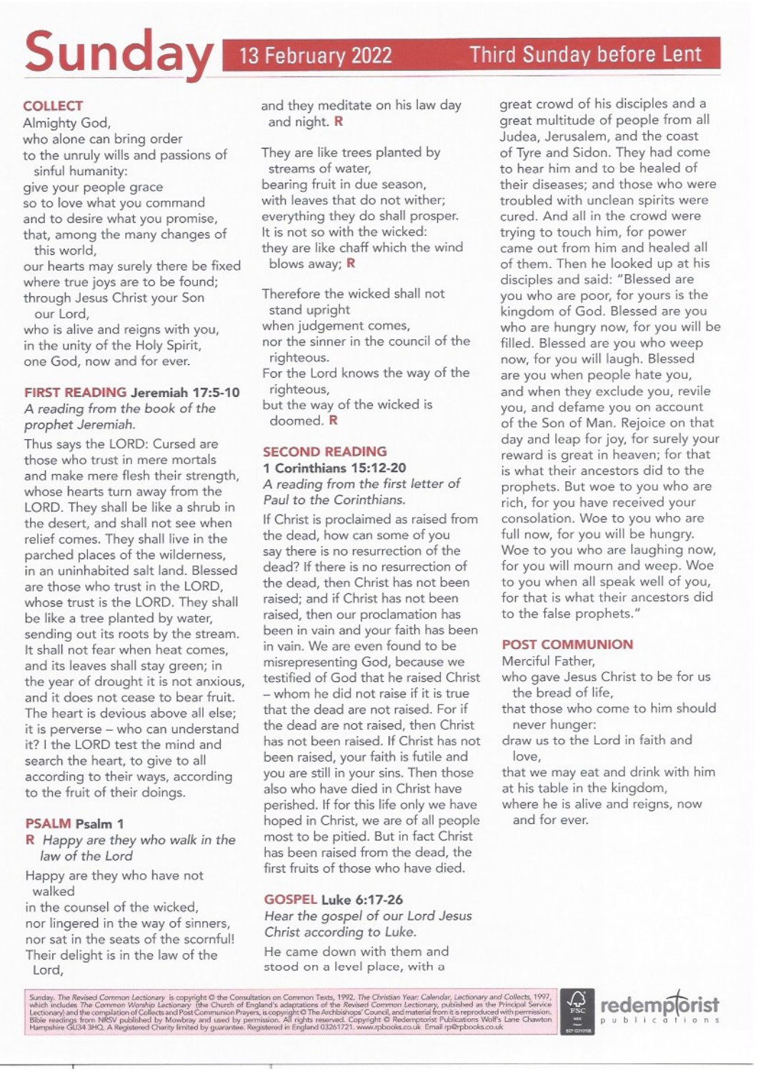# Sunday

13 February 2022 — Third Sunday before Lent

## COLLECT

Almighty God,
who alone can bring order
to the unruly wills and passions of sinful humanity:
give your people grace
so to love what you command
and to desire what you promise,
that, among the many changes of this world,
our hearts may surely there be fixed
where true joys are to be found;
through Jesus Christ your Son our Lord,
who is alive and reigns with you,
in the unity of the Holy Spirit,
one God, now and for ever.

## FIRST READING Jeremiah 17:5-10

*A reading from the book of the prophet Jeremiah.*

Thus says the LORD: Cursed are those who trust in mere mortals and make mere flesh their strength, whose hearts turn away from the LORD. They shall be like a shrub in the desert, and shall not see when relief comes. They shall live in the parched places of the wilderness, in an uninhabited salt land. Blessed are those who trust in the LORD, whose trust is the LORD. They shall be like a tree planted by water, sending out its roots by the stream. It shall not fear when heat comes, and its leaves shall stay green; in the year of drought it is not anxious, and it does not cease to bear fruit. The heart is devious above all else; it is perverse – who can understand it? I the LORD test the mind and search the heart, to give to all according to their ways, according to the fruit of their doings.

## PSALM Psalm 1

**R** *Happy are they who walk in the law of the Lord*

Happy are they who have not walked
in the counsel of the wicked,
nor lingered in the way of sinners,
nor sat in the seats of the scornful!
Their delight is in the law of the Lord,
and they meditate on his law day and night. **R**

They are like trees planted by streams of water,
bearing fruit in due season,
with leaves that do not wither;
everything they do shall prosper.
It is not so with the wicked:
they are like chaff which the wind blows away; **R**

Therefore the wicked shall not stand upright
when judgement comes,
nor the sinner in the council of the righteous.
For the Lord knows the way of the righteous,
but the way of the wicked is doomed. **R**

## SECOND READING 1 Corinthians 15:12-20

*A reading from the first letter of Paul to the Corinthians.*

If Christ is proclaimed as raised from the dead, how can some of you say there is no resurrection of the dead? If there is no resurrection of the dead, then Christ has not been raised; and if Christ has not been raised, then our proclamation has been in vain and your faith has been in vain. We are even found to be misrepresenting God, because we testified of God that he raised Christ – whom he did not raise if it is true that the dead are not raised. For if the dead are not raised, then Christ has not been raised. If Christ has not been raised, your faith is futile and you are still in your sins. Then those also who have died in Christ have perished. If for this life only we have hoped in Christ, we are of all people most to be pitied. But in fact Christ has been raised from the dead, the first fruits of those who have died.

## GOSPEL Luke 6:17-26

*Hear the gospel of our Lord Jesus Christ according to Luke.*

He came down with them and stood on a level place, with a great crowd of his disciples and a great multitude of people from all Judea, Jerusalem, and the coast of Tyre and Sidon. They had come to hear him and to be healed of their diseases; and those who were troubled with unclean spirits were cured. And all in the crowd were trying to touch him, for power came out from him and healed all of them. Then he looked up at his disciples and said: "Blessed are you who are poor, for yours is the kingdom of God. Blessed are you who are hungry now, for you will be filled. Blessed are you who weep now, for you will laugh. Blessed are you when people hate you, and when they exclude you, revile you, and defame you on account of the Son of Man. Rejoice on that day and leap for joy, for surely your reward is great in heaven; for that is what their ancestors did to the prophets. But woe to you who are rich, for you have received your consolation. Woe to you who are full now, for you will be hungry. Woe to you who are laughing now, for you will mourn and weep. Woe to you when all speak well of you, for that is what their ancestors did to the false prophets."

## POST COMMUNION

Merciful Father,
who gave Jesus Christ to be for us the bread of life,
that those who come to him should never hunger:
draw us to the Lord in faith and love,
that we may eat and drink with him
at his table in the kingdom,
where he is alive and reigns, now and for ever.

Sunday. *The Revised Common Lectionary* is copyright © the Consultation on Common Texts, 1992. *The Christian Year: Calendar, Lectionary and Collects*, 1997, which includes *The Common Worship Lectionary* (the Church of England's adaptations of the *Revised Common Lectionary*, published as the Principal Service Lectionary) and the compilation of Collects and Post Communion Prayers, is copyright © The Archbishops' Council, and material from it is reproduced with permission. Bible readings from NRSV published by Mowbray and used by permission. All rights reserved. Copyright © Redemptorist Publications Wolf's Lane Chawton Hampshire GU34 3HQ. A Registered Charity limited by guarantee. Registered in England 03261721. www.rpbooks.co.uk Email rp@rpbooks.co.uk

redemptorist publications